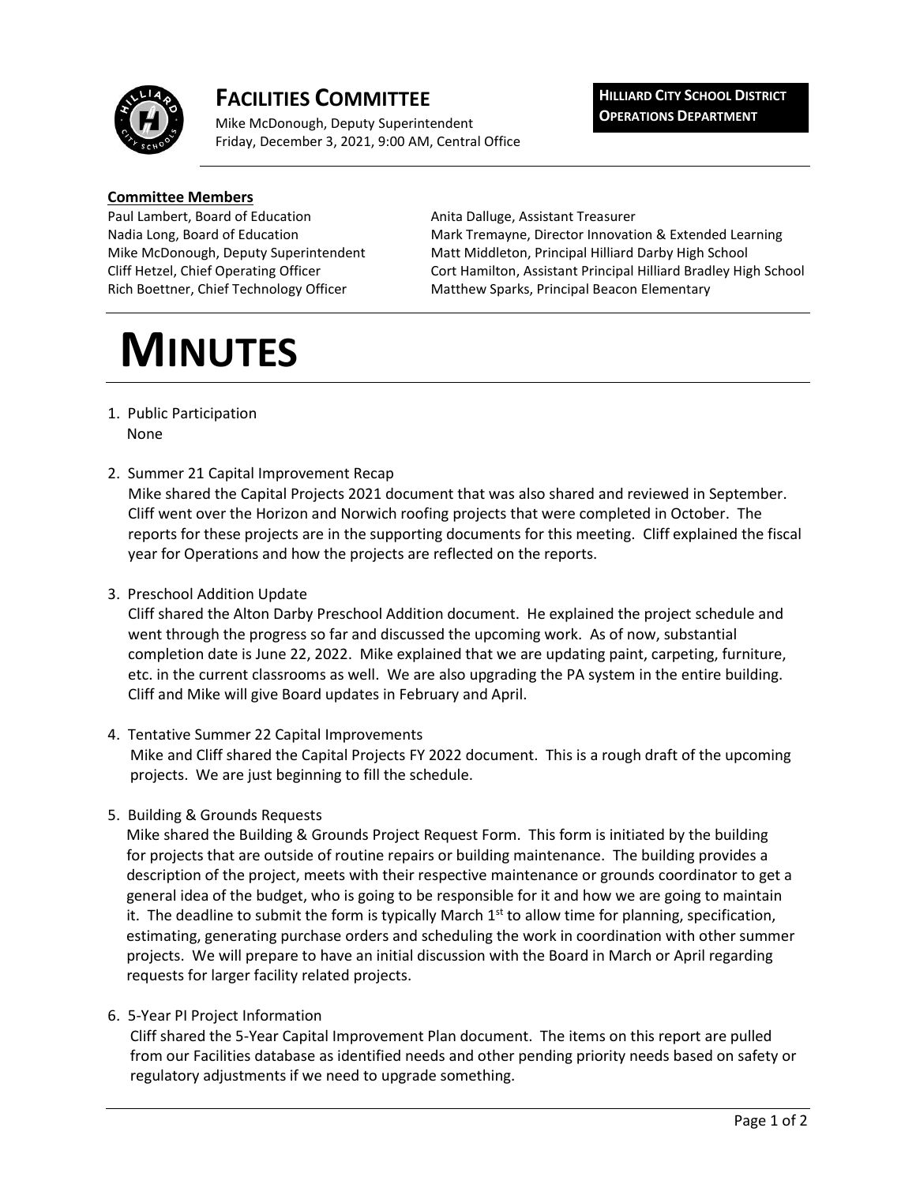# FACILITIES COMMITTEE

Mike McDonough, Deputy Superintendent
Friday, December 3, 2021, 9:00 AM, Central Office

**HILLIARD CITY SCHOOL DISTRICT**
**OPERATIONS DEPARTMENT**

**Committee Members**

Paul Lambert, Board of Education
Nadia Long, Board of Education
Mike McDonough, Deputy Superintendent
Cliff Hetzel, Chief Operating Officer
Rich Boettner, Chief Technology Officer
Anita Dalluge, Assistant Treasurer
Mark Tremayne, Director Innovation & Extended Learning
Matt Middleton, Principal Hilliard Darby High School
Cort Hamilton, Assistant Principal Hilliard Bradley High School
Matthew Sparks, Principal Beacon Elementary

# MINUTES

1. Public Participation
   None

2. Summer 21 Capital Improvement Recap
   Mike shared the Capital Projects 2021 document that was also shared and reviewed in September. Cliff went over the Horizon and Norwich roofing projects that were completed in October. The reports for these projects are in the supporting documents for this meeting. Cliff explained the fiscal year for Operations and how the projects are reflected on the reports.

3. Preschool Addition Update
   Cliff shared the Alton Darby Preschool Addition document. He explained the project schedule and went through the progress so far and discussed the upcoming work. As of now, substantial completion date is June 22, 2022. Mike explained that we are updating paint, carpeting, furniture, etc. in the current classrooms as well. We are also upgrading the PA system in the entire building. Cliff and Mike will give Board updates in February and April.

4. Tentative Summer 22 Capital Improvements
   Mike and Cliff shared the Capital Projects FY 2022 document. This is a rough draft of the upcoming projects. We are just beginning to fill the schedule.

5. Building & Grounds Requests
   Mike shared the Building & Grounds Project Request Form. This form is initiated by the building for projects that are outside of routine repairs or building maintenance. The building provides a description of the project, meets with their respective maintenance or grounds coordinator to get a general idea of the budget, who is going to be responsible for it and how we are going to maintain it. The deadline to submit the form is typically March 1st to allow time for planning, specification, estimating, generating purchase orders and scheduling the work in coordination with other summer projects. We will prepare to have an initial discussion with the Board in March or April regarding requests for larger facility related projects.

6. 5-Year PI Project Information
   Cliff shared the 5-Year Capital Improvement Plan document. The items on this report are pulled from our Facilities database as identified needs and other pending priority needs based on safety or regulatory adjustments if we need to upgrade something.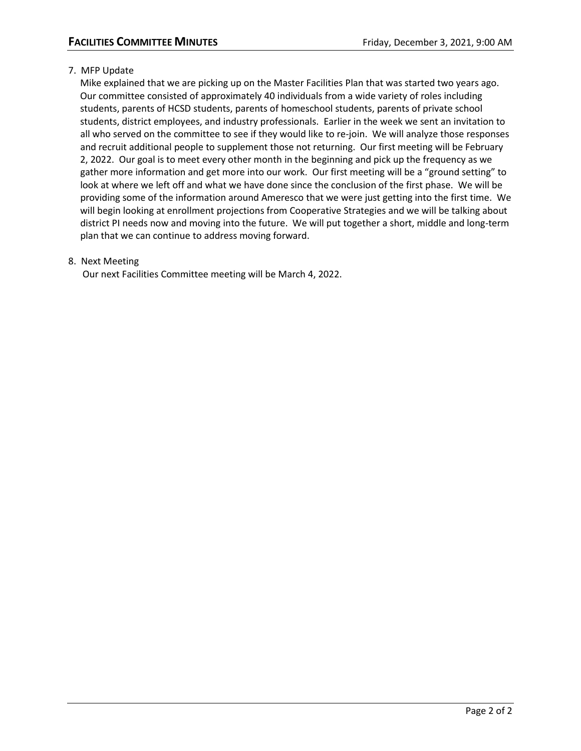7. MFP Update

   Mike explained that we are picking up on the Master Facilities Plan that was started two years ago. Our committee consisted of approximately 40 individuals from a wide variety of roles including students, parents of HCSD students, parents of homeschool students, parents of private school students, district employees, and industry professionals. Earlier in the week we sent an invitation to all who served on the committee to see if they would like to re-join. We will analyze those responses and recruit additional people to supplement those not returning. Our first meeting will be February 2, 2022. Our goal is to meet every other month in the beginning and pick up the frequency as we gather more information and get more into our work. Our first meeting will be a "ground setting" to look at where we left off and what we have done since the conclusion of the first phase. We will be providing some of the information around Ameresco that we were just getting into the first time. We will begin looking at enrollment projections from Cooperative Strategies and we will be talking about district PI needs now and moving into the future. We will put together a short, middle and long-term plan that we can continue to address moving forward.

8. Next Meeting

   Our next Facilities Committee meeting will be March 4, 2022.